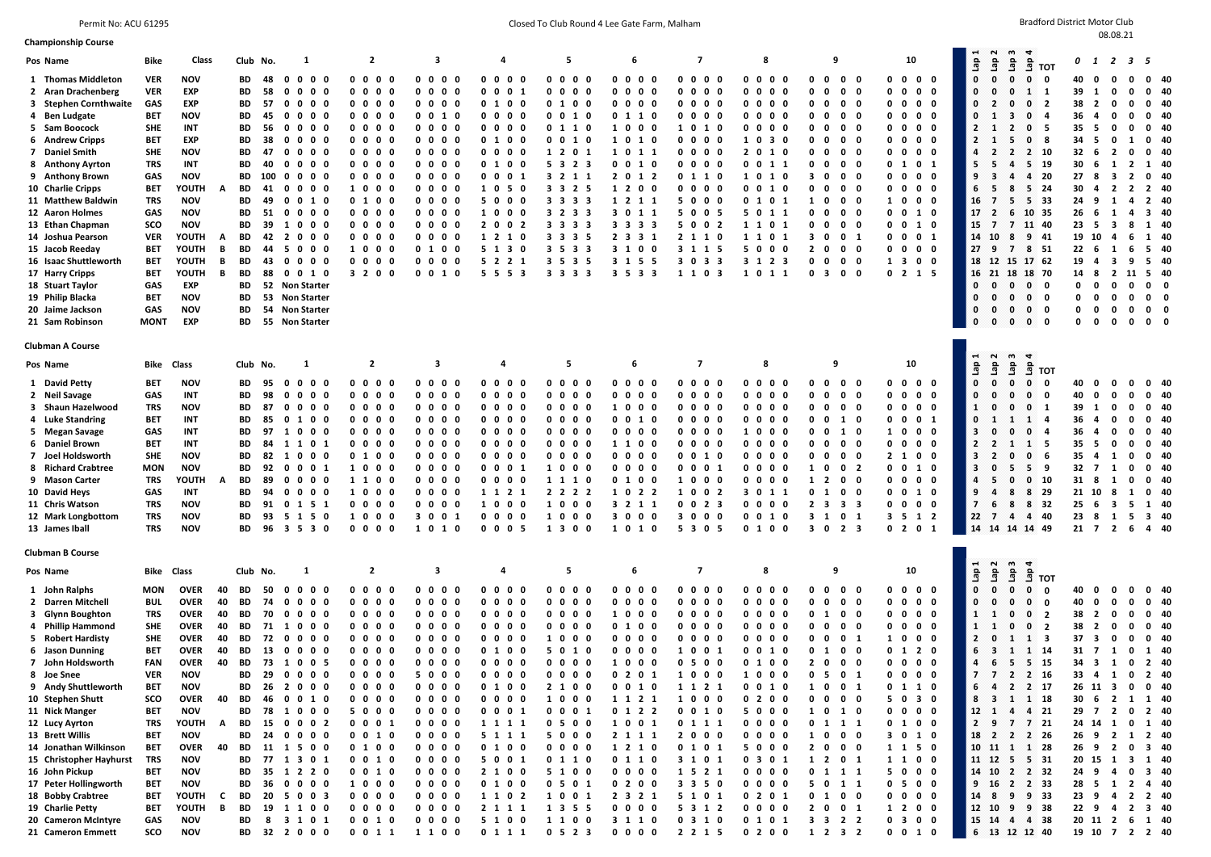Permit No: ACU 61295

Closed To Club Round 4 Lee Gate Farm, Malham

Bradford District Motor Club

08.08.21

## Championship Course

| Pos | Name | Bike | Class | | Club | No. | 1 | 2 | 3 | 4 | 5 | 6 | 7 | 8 | 9 | 10 | Lap 1 | Lap 2 | Lap 3 | Lap 4 | TOT | 0 | 1 | 2 | 3 | 5 | |
|---|---|---|---|---|---|---|---|---|---|---|---|---|---|---|---|---|---|---|---|---|---|---|---|---|---|---|---|
| 1 | Thomas Middleton | VER | NOV | | BD | 48 | 0 0 0 0 | 0 0 0 0 | 0 0 0 0 | 0 0 0 0 | 0 0 0 0 | 0 0 0 0 | 0 0 0 0 | 0 0 0 0 | 0 0 0 0 | 0 0 0 0 | 0 | 0 | 0 | 0 | 0 | 40 | 0 | 0 | 0 | 0 | 40 |
| 2 | Aran Drachenberg | VER | EXP | | BD | 58 | 0 0 0 0 | 0 0 0 0 | 0 0 0 0 | 0 0 0 1 | 0 0 0 0 | 0 0 0 0 | 0 0 0 0 | 0 0 0 0 | 0 0 0 0 | 0 0 0 0 | 0 | 0 | 0 | 1 | 1 | 39 | 1 | 0 | 0 | 0 | 40 |
| 3 | Stephen Cornthwaite | GAS | EXP | | BD | 57 | 0 0 0 0 | 0 0 0 0 | 0 0 0 0 | 0 1 0 0 | 0 1 0 0 | 0 0 0 0 | 0 0 0 0 | 0 0 0 0 | 0 0 0 0 | 0 0 0 0 | 0 | 2 | 0 | 0 | 2 | 38 | 2 | 0 | 0 | 0 | 40 |
| 4 | Ben Ludgate | BET | NOV | | BD | 45 | 0 0 0 0 | 0 0 0 0 | 0 0 1 0 | 0 0 0 0 | 0 0 1 0 | 0 1 1 0 | 0 0 0 0 | 0 0 0 0 | 0 0 0 0 | 0 0 0 0 | 0 | 1 | 3 | 0 | 4 | 36 | 4 | 0 | 0 | 0 | 40 |
| 5 | Sam Boocock | SHE | INT | | BD | 56 | 0 0 0 0 | 0 0 0 0 | 0 0 0 0 | 0 0 0 0 | 0 1 1 0 | 1 0 0 0 | 1 0 1 0 | 0 0 0 0 | 0 0 0 0 | 0 0 0 0 | 2 | 1 | 2 | 0 | 5 | 35 | 5 | 0 | 0 | 0 | 40 |
| 6 | Andrew Cripps | BET | EXP | | BD | 38 | 0 0 0 0 | 0 0 0 0 | 0 0 0 0 | 0 1 0 0 | 0 0 1 0 | 1 0 1 0 | 0 0 0 0 | 1 0 3 0 | 0 0 0 0 | 0 0 0 0 | 2 | 1 | 5 | 0 | 8 | 34 | 5 | 0 | 1 | 0 | 40 |
| 7 | Daniel Smith | SHE | NOV | | BD | 47 | 0 0 0 0 | 0 0 0 0 | 0 0 0 0 | 0 0 0 0 | 1 2 0 1 | 1 0 1 1 | 0 0 0 0 | 2 0 1 0 | 0 0 0 0 | 0 0 0 0 | 4 | 2 | 2 | 2 | 10 | 32 | 6 | 2 | 0 | 0 | 40 |
| 8 | Anthony Ayrton | TRS | INT | | BD | 40 | 0 0 0 0 | 0 0 0 0 | 0 0 0 0 | 0 1 0 0 | 5 3 2 3 | 0 0 1 0 | 0 0 0 0 | 0 0 1 1 | 0 0 0 0 | 0 1 0 1 | 5 | 5 | 4 | 5 | 19 | 30 | 6 | 1 | 2 | 1 | 40 |
| 9 | Anthony Brown | GAS | NOV | | BD | 100 | 0 0 0 0 | 0 0 0 0 | 0 0 0 0 | 0 0 0 1 | 3 2 1 1 | 2 0 1 2 | 0 1 1 0 | 1 0 1 0 | 3 0 0 0 | 0 0 0 0 | 9 | 3 | 4 | 4 | 20 | 27 | 8 | 3 | 2 | 0 | 40 |
| 10 | Charlie Cripps | BET | YOUTH | A | BD | 41 | 0 0 0 0 | 1 0 0 0 | 0 0 0 0 | 1 0 5 0 | 3 3 2 5 | 1 2 0 0 | 0 0 0 0 | 0 0 1 0 | 0 0 0 0 | 0 0 0 0 | 6 | 5 | 8 | 5 | 24 | 30 | 4 | 2 | 2 | 2 | 40 |
| 11 | Matthew Baldwin | TRS | NOV | | BD | 49 | 0 0 1 0 | 0 1 0 0 | 0 0 0 0 | 5 0 0 0 | 3 3 3 3 | 1 2 1 1 | 5 0 0 0 | 0 1 0 1 | 1 0 0 0 | 1 0 0 0 | 16 | 7 | 5 | 5 | 33 | 24 | 9 | 1 | 4 | 2 | 40 |
| 12 | Aaron Holmes | GAS | NOV | | BD | 51 | 0 0 0 0 | 0 0 0 0 | 0 0 0 0 | 1 0 0 0 | 3 2 3 3 | 3 0 1 1 | 5 0 0 5 | 5 0 1 1 | 0 0 0 0 | 0 0 1 0 | 17 | 2 | 6 | 10 | 35 | 26 | 6 | 1 | 4 | 3 | 40 |
| 13 | Ethan Chapman | SCO | NOV | | BD | 39 | 1 0 0 0 | 0 0 0 0 | 0 0 0 0 | 2 0 0 2 | 3 3 3 3 | 3 3 3 3 | 5 0 0 2 | 1 1 0 1 | 0 0 0 0 | 0 0 1 0 | 15 | 7 | 7 | 11 | 40 | 23 | 5 | 3 | 8 | 1 | 40 |
| 14 | Joshua Pearson | VER | YOUTH | A | BD | 42 | 2 0 0 0 | 0 0 0 0 | 0 0 0 0 | 1 2 1 0 | 3 3 3 5 | 2 3 3 1 | 2 1 1 0 | 1 1 0 1 | 3 0 0 1 | 0 0 0 1 | 14 | 10 | 8 | 9 | 41 | 19 | 10 | 4 | 6 | 1 | 40 |
| 15 | Jacob Reeday | BET | YOUTH | B | BD | 44 | 5 0 0 0 | 1 0 0 0 | 0 1 0 0 | 5 1 3 0 | 3 5 3 3 | 3 1 0 0 | 3 1 1 5 | 5 0 0 0 | 2 0 0 0 | 0 0 0 0 | 27 | 9 | 7 | 8 | 51 | 22 | 6 | 1 | 6 | 5 | 40 |
| 16 | Isaac Shuttleworth | BET | YOUTH | B | BD | 43 | 0 0 0 0 | 0 0 0 0 | 0 0 0 0 | 5 2 2 1 | 3 5 3 5 | 3 1 5 5 | 3 0 3 3 | 3 1 2 3 | 0 0 0 0 | 1 3 0 0 | 18 | 12 | 15 | 17 | 62 | 19 | 4 | 3 | 9 | 5 | 40 |
| 17 | Harry Cripps | BET | YOUTH | B | BD | 88 | 0 0 1 0 | 3 2 0 0 | 0 0 1 0 | 5 5 5 3 | 3 3 3 3 | 3 5 3 3 | 1 1 0 3 | 1 0 1 1 | 0 3 0 0 | 0 2 1 5 | 16 | 21 | 18 | 18 | 70 | 14 | 8 | 2 | 11 | 5 | 40 |
| 18 | Stuart Taylor | GAS | EXP | | BD | 52 | Non Starter | | | | | | | | | | 0 | 0 | 0 | 0 | 0 | 0 | 0 | 0 | 0 | 0 | 0 |
| 19 | Philip Blacka | BET | NOV | | BD | 53 | Non Starter | | | | | | | | | | 0 | 0 | 0 | 0 | 0 | 0 | 0 | 0 | 0 | 0 | 0 |
| 20 | Jaime Jackson | GAS | NOV | | BD | 54 | Non Starter | | | | | | | | | | 0 | 0 | 0 | 0 | 0 | 0 | 0 | 0 | 0 | 0 | 0 |
| 21 | Sam Robinson | MONT | EXP | | BD | 55 | Non Starter | | | | | | | | | | 0 | 0 | 0 | 0 | 0 | 0 | 0 | 0 | 0 | 0 | 0 |

## Clubman A Course

| Pos | Name | Bike | Class | | Club | No. | 1 | 2 | 3 | 4 | 5 | 6 | 7 | 8 | 9 | 10 | Lap 1 | Lap 2 | Lap 3 | Lap 4 | TOT | 0 | 1 | 2 | 3 | 5 | |
|---|---|---|---|---|---|---|---|---|---|---|---|---|---|---|---|---|---|---|---|---|---|---|---|---|---|---|---|
| 1 | David Petty | BET | NOV | | BD | 95 | 0 0 0 0 | 0 0 0 0 | 0 0 0 0 | 0 0 0 0 | 0 0 0 0 | 0 0 0 0 | 0 0 0 0 | 0 0 0 0 | 0 0 0 0 | 0 0 0 0 | 0 | 0 | 0 | 0 | 0 | 40 | 0 | 0 | 0 | 0 | 40 |
| 2 | Neil Savage | GAS | INT | | BD | 98 | 0 0 0 0 | 0 0 0 0 | 0 0 0 0 | 0 0 0 0 | 0 0 0 0 | 0 0 0 0 | 0 0 0 0 | 0 0 0 0 | 0 0 0 0 | 0 0 0 0 | 0 | 0 | 0 | 0 | 0 | 40 | 0 | 0 | 0 | 0 | 40 |
| 3 | Shaun Hazelwood | TRS | NOV | | BD | 87 | 0 0 0 0 | 0 0 0 0 | 0 0 0 0 | 0 0 0 0 | 0 0 0 0 | 1 0 0 0 | 0 0 0 0 | 0 0 0 0 | 0 0 0 0 | 0 0 0 0 | 1 | 0 | 0 | 0 | 1 | 39 | 1 | 0 | 0 | 0 | 40 |
| 4 | Luke Standring | BET | INT | | BD | 85 | 0 1 0 0 | 0 0 0 0 | 0 0 0 0 | 0 0 0 0 | 0 0 0 0 | 0 0 1 0 | 0 0 0 0 | 0 0 0 0 | 0 0 1 0 | 0 0 0 1 | 0 | 1 | 1 | 1 | 4 | 36 | 4 | 0 | 0 | 0 | 40 |
| 5 | Megan Savage | GAS | INT | | BD | 97 | 1 0 0 0 | 0 0 0 0 | 0 0 0 0 | 0 0 0 0 | 0 0 0 0 | 0 0 0 0 | 0 0 0 0 | 1 0 0 0 | 0 0 1 0 | 1 0 0 0 | 3 | 0 | 1 | 0 | 4 | 36 | 4 | 0 | 0 | 0 | 40 |
| 6 | Daniel Brown | BET | INT | | BD | 84 | 1 1 0 1 | 0 0 0 0 | 0 0 0 0 | 0 0 0 0 | 0 0 0 0 | 1 1 0 0 | 0 0 0 0 | 0 0 0 0 | 0 0 0 0 | 0 0 0 0 | 2 | 2 | 0 | 1 | 5 | 35 | 5 | 0 | 0 | 0 | 40 |
| 7 | Joel Holdsworth | SHE | NOV | | BD | 82 | 1 0 0 0 | 0 1 0 0 | 0 0 0 0 | 0 0 0 0 | 0 0 0 0 | 0 0 0 0 | 0 0 1 0 | 0 0 0 0 | 0 0 0 0 | 2 1 0 0 | 3 | 2 | 1 | 0 | 6 | 35 | 4 | 1 | 0 | 0 | 40 |
| 8 | Richard Crabtree | MON | NOV | | BD | 92 | 0 0 0 1 | 1 0 0 0 | 0 0 0 0 | 0 0 0 1 | 1 0 0 0 | 0 0 0 0 | 0 0 0 1 | 0 0 0 0 | 1 0 0 2 | 0 0 1 0 | 3 | 0 | 5 | 5 | 9 | 32 | 7 | 1 | 0 | 0 | 40 |
| 9 | Mason Carter | TRS | YOUTH | A | BD | 89 | 0 0 0 0 | 1 1 0 0 | 0 0 0 0 | 0 0 0 0 | 1 1 1 0 | 0 1 0 0 | 1 0 0 0 | 0 0 0 0 | 1 2 0 0 | 0 0 0 0 | 4 | 5 | 0 | 0 | 10 | 31 | 8 | 1 | 0 | 0 | 40 |
| 10 | David Heys | GAS | INT | | BD | 94 | 0 0 0 0 | 1 0 0 0 | 0 0 0 0 | 1 1 2 1 | 2 2 2 2 | 1 0 2 2 | 1 0 0 2 | 3 0 1 1 | 0 1 0 0 | 0 0 1 0 | 9 | 4 | 8 | 8 | 29 | 21 | 10 | 8 | 1 | 0 | 40 |
| 11 | Chris Watson | TRS | NOV | | BD | 91 | 0 1 5 1 | 0 0 0 0 | 0 0 0 0 | 1 0 0 0 | 1 0 0 0 | 3 2 1 1 | 0 0 2 3 | 0 0 0 0 | 2 3 3 3 | 0 0 0 0 | 7 | 6 | 8 | 8 | 32 | 25 | 6 | 3 | 5 | 1 | 40 |
| 12 | Mark Longbottom | TRS | NOV | | BD | 93 | 5 1 5 0 | 1 0 0 0 | 3 0 0 1 | 0 0 0 0 | 1 0 0 0 | 3 0 0 0 | 3 0 0 0 | 0 0 1 0 | 3 1 0 1 | 3 5 1 2 | 22 | 7 | 4 | 4 | 40 | 23 | 8 | 1 | 5 | 3 | 40 |
| 13 | James Iball | TRS | NOV | | BD | 96 | 3 5 3 0 | 0 0 0 0 | 1 0 1 0 | 0 0 0 5 | 1 3 0 0 | 1 0 1 0 | 5 3 0 5 | 0 1 0 0 | 3 0 2 3 | 0 2 0 1 | 14 | 14 | 14 | 14 | 49 | 21 | 7 | 2 | 6 | 4 | 40 |

## Clubman B Course

| Pos | Name | Bike | Class | | Club | No. | 1 | 2 | 3 | 4 | 5 | 6 | 7 | 8 | 9 | 10 | Lap 1 | Lap 2 | Lap 3 | Lap 4 | TOT | 0 | 1 | 2 | 3 | 5 | |
|---|---|---|---|---|---|---|---|---|---|---|---|---|---|---|---|---|---|---|---|---|---|---|---|---|---|---|---|
| 1 | John Ralphs | MON | OVER | 40 | BD | 50 | 0 0 0 0 | 0 0 0 0 | 0 0 0 0 | 0 0 0 0 | 0 0 0 0 | 0 0 0 0 | 0 0 0 0 | 0 0 0 0 | 0 0 0 0 | 0 0 0 0 | 0 | 0 | 0 | 0 | 0 | 40 | 0 | 0 | 0 | 0 | 40 |
| 2 | Darren Mitchell | BUL | OVER | 40 | BD | 74 | 0 0 0 0 | 0 0 0 0 | 0 0 0 0 | 0 0 0 0 | 0 0 0 0 | 0 0 0 0 | 0 0 0 0 | 0 0 0 0 | 0 0 0 0 | 0 0 0 0 | 0 | 0 | 0 | 0 | 0 | 40 | 0 | 0 | 0 | 0 | 40 |
| 3 | Glynn Boughton | TRS | OVER | 40 | BD | 70 | 0 0 0 0 | 0 0 0 0 | 0 0 0 0 | 0 0 0 0 | 0 0 0 0 | 1 0 0 0 | 0 0 0 0 | 0 0 0 0 | 0 1 0 0 | 0 0 0 0 | 1 | 1 | 0 | 0 | 2 | 38 | 2 | 0 | 0 | 0 | 40 |
| 4 | Phillip Hammond | SHE | OVER | 40 | BD | 71 | 1 0 0 0 | 0 0 0 0 | 0 0 0 0 | 0 0 0 0 | 0 0 0 0 | 0 1 0 0 | 0 0 0 0 | 0 0 0 0 | 0 0 0 0 | 0 0 0 0 | 1 | 1 | 0 | 0 | 2 | 38 | 2 | 0 | 0 | 0 | 40 |
| 5 | Robert Hardisty | SHE | OVER | 40 | BD | 72 | 0 0 0 0 | 0 0 0 0 | 0 0 0 0 | 0 0 0 0 | 1 0 0 0 | 0 0 0 0 | 0 0 0 0 | 0 0 0 0 | 0 0 0 1 | 1 0 0 0 | 2 | 0 | 1 | 1 | 3 | 37 | 3 | 0 | 0 | 0 | 40 |
| 6 | Jason Dunning | BET | OVER | 40 | BD | 13 | 0 0 0 0 | 0 0 0 0 | 0 0 0 0 | 0 1 0 0 | 5 0 1 0 | 0 0 0 0 | 1 0 0 1 | 0 0 1 0 | 0 1 0 0 | 0 1 2 0 | 6 | 3 | 1 | 1 | 14 | 31 | 7 | 1 | 0 | 1 | 40 |
| 7 | John Holdsworth | FAN | OVER | 40 | BD | 73 | 1 0 0 5 | 0 0 0 0 | 0 0 0 0 | 0 0 0 0 | 0 0 0 0 | 1 0 0 0 | 0 5 0 0 | 0 1 0 0 | 2 0 0 0 | 0 0 0 0 | 4 | 6 | 5 | 5 | 15 | 34 | 3 | 1 | 0 | 2 | 40 |
| 8 | Joe Snee | VER | NOV | | BD | 29 | 0 0 0 0 | 0 0 0 0 | 5 0 0 0 | 0 0 0 0 | 0 0 0 0 | 0 2 0 1 | 1 0 0 0 | 1 0 0 0 | 0 5 0 1 | 0 0 0 0 | 7 | 7 | 2 | 2 | 16 | 33 | 4 | 1 | 0 | 2 | 40 |
| 9 | Andy Shuttleworth | BET | NOV | | BD | 26 | 2 0 0 0 | 0 0 0 0 | 0 0 0 0 | 0 1 0 0 | 2 1 0 0 | 0 0 1 0 | 1 1 2 1 | 0 0 1 0 | 1 0 0 1 | 0 1 1 0 | 6 | 4 | 2 | 2 | 17 | 26 | 11 | 3 | 0 | 0 | 40 |
| 10 | Stephen Shutt | SCO | OVER | 40 | BD | 46 | 0 0 1 0 | 0 0 0 0 | 0 0 0 0 | 0 0 0 0 | 1 0 0 0 | 1 1 2 1 | 1 0 0 0 | 0 2 0 0 | 0 0 0 0 | 5 0 3 0 | 8 | 3 | 1 | 1 | 18 | 30 | 6 | 2 | 1 | 1 | 40 |
| 11 | Nick Manger | BET | NOV | | BD | 78 | 1 0 0 0 | 5 0 0 0 | 0 0 0 0 | 0 0 0 1 | 0 0 0 1 | 0 1 2 2 | 0 0 1 0 | 5 0 0 0 | 1 0 1 0 | 0 0 0 0 | 12 | 1 | 4 | 4 | 21 | 29 | 7 | 2 | 0 | 2 | 40 |
| 12 | Lucy Ayrton | TRS | YOUTH | A | BD | 15 | 0 0 0 2 | 0 0 0 1 | 0 0 0 0 | 1 1 1 1 | 0 5 0 0 | 1 0 0 1 | 0 1 1 1 | 0 0 0 0 | 0 1 1 1 | 0 1 0 0 | 2 | 9 | 7 | 7 | 21 | 24 | 14 | 1 | 0 | 1 | 40 |
| 13 | Brett Willis | BET | NOV | | BD | 24 | 0 0 0 0 | 0 0 1 0 | 0 0 0 0 | 5 1 1 1 | 5 0 0 0 | 2 1 1 1 | 2 0 0 0 | 0 0 0 0 | 1 0 0 0 | 3 0 1 0 | 18 | 2 | 2 | 2 | 26 | 26 | 9 | 2 | 1 | 2 | 40 |
| 14 | Jonathan Wilkinson | BET | OVER | 40 | BD | 11 | 1 5 0 0 | 0 1 0 0 | 0 0 0 0 | 0 1 0 0 | 0 0 0 0 | 1 2 1 0 | 0 1 0 1 | 5 0 0 0 | 2 0 0 0 | 1 1 5 0 | 10 | 11 | 1 | 1 | 28 | 26 | 9 | 2 | 0 | 3 | 40 |
| 15 | Christopher Hayhurst | TRS | NOV | | BD | 77 | 1 3 0 1 | 0 0 1 0 | 0 0 0 0 | 5 0 0 1 | 0 1 1 0 | 0 1 1 0 | 3 1 0 1 | 0 3 0 1 | 1 2 0 1 | 1 1 0 0 | 11 | 12 | 5 | 5 | 31 | 20 | 15 | 1 | 3 | 1 | 40 |
| 16 | John Pickup | BET | NOV | | BD | 35 | 1 2 2 0 | 0 0 1 0 | 0 0 0 0 | 2 1 0 0 | 5 1 0 0 | 0 0 0 0 | 1 5 2 1 | 0 0 0 0 | 0 1 1 1 | 5 0 0 0 | 14 | 10 | 2 | 2 | 32 | 24 | 9 | 4 | 0 | 3 | 40 |
| 17 | Peter Hollingworth | BET | NOV | | BD | 36 | 0 0 0 0 | 1 0 0 0 | 0 0 0 0 | 0 1 0 0 | 0 5 0 1 | 0 2 0 0 | 3 3 5 0 | 0 0 0 0 | 5 0 1 1 | 0 5 0 0 | 9 | 16 | 2 | 2 | 33 | 28 | 5 | 1 | 2 | 4 | 40 |
| 18 | Bobby Crabtree | BET | YOUTH | C | BD | 20 | 5 0 0 3 | 0 0 0 0 | 0 0 0 0 | 1 1 0 2 | 1 0 0 1 | 2 3 2 1 | 5 1 0 1 | 0 2 0 1 | 0 1 0 0 | 0 0 0 0 | 14 | 8 | 9 | 9 | 33 | 23 | 9 | 4 | 2 | 2 | 40 |
| 19 | Charlie Petty | BET | YOUTH | B | BD | 19 | 1 1 0 0 | 0 0 0 0 | 0 0 0 0 | 2 1 1 1 | 1 3 5 5 | 0 0 0 0 | 5 3 1 2 | 0 0 0 0 | 2 0 0 1 | 1 2 0 0 | 12 | 10 | 9 | 9 | 38 | 22 | 9 | 4 | 2 | 3 | 40 |
| 20 | Cameron McIntyre | GAS | NOV | | BD | 8 | 3 1 0 1 | 0 0 1 0 | 0 0 0 0 | 5 1 0 0 | 1 1 0 0 | 3 1 1 0 | 0 3 1 0 | 0 1 0 1 | 3 3 2 2 | 0 3 0 0 | 15 | 14 | 4 | 4 | 38 | 20 | 11 | 2 | 6 | 1 | 40 |
| 21 | Cameron Emmett | SCO | NOV | | BD | 32 | 2 0 0 0 | 0 0 1 1 | 1 1 0 0 | 0 1 1 1 | 0 5 2 3 | 0 0 0 0 | 2 2 1 5 | 0 2 0 0 | 1 2 3 2 | 0 0 1 0 | 6 | 13 | 12 | 12 | 40 | 19 | 10 | 7 | 2 | 2 | 40 |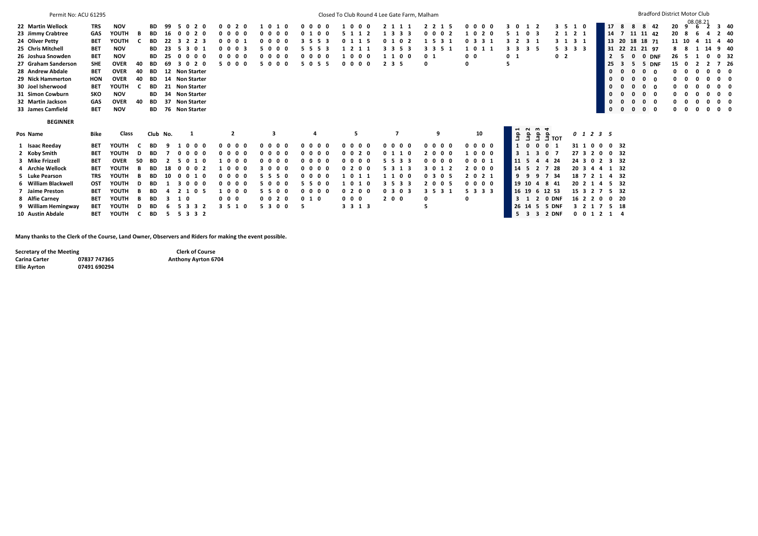Permit No: ACU 61295

Closed To Club Round 4 Lee Gate Farm, Malham

Bradford District Motor Club

08.08.21

| | | | | | | | | | | | | | | | | | | | | | | | | | | |
|---|---|---|---|---|---|---|---|---|---|---|---|---|---|---|---|---|---|---|---|---|---|---|---|---|---|---|
| 22 Martin Wellock | TRS | NOV | | BD | 99 | 5 0 2 0 | 0 0 2 0 | 1 0 1 0 | 0 0 0 0 | 1 0 0 0 | 2 1 1 1 | 2 2 1 5 | 0 0 0 0 | 3 0 1 2 | 3 5 1 0 | 17 | 8 | 8 | 8 | 42 | 20 | 9 | 6 | 2 | 3 | 40 |
| 23 Jimmy Crabtree | GAS | YOUTH | B | BD | 16 | 0 0 2 0 | 0 0 0 0 | 0 0 0 0 | 0 1 0 0 | 5 1 1 2 | 1 3 3 3 | 0 0 0 2 | 1 0 2 0 | 5 1 0 3 | 2 1 2 1 | 14 | 7 | 11 | 11 | 42 | 20 | 8 | 6 | 4 | 2 | 40 |
| 24 Oliver Petty | BET | YOUTH | C | BD | 22 | 3 2 2 3 | 0 0 0 1 | 0 0 0 0 | 3 5 5 3 | 0 1 1 5 | 0 1 0 2 | 1 5 3 1 | 0 3 3 1 | 3 2 3 1 | 3 1 3 1 | 13 | 20 | 18 | 18 | 71 | 11 | 10 | 4 | 11 | 4 | 40 |
| 25 Chris Mitchell | BET | NOV | | BD | 23 | 5 3 0 1 | 0 0 0 3 | 5 0 0 0 | 5 5 5 3 | 1 2 1 1 | 3 3 5 3 | 3 3 5 1 | 1 0 1 1 | 3 3 3 5 | 5 3 3 3 | 31 | 22 | 21 | 21 | 97 | 8 | 8 | 1 | 14 | 9 | 40 |
| 26 Joshua Snowden | BET | NOV | | BD | 25 | 0 0 0 0 | 0 0 0 0 | 0 0 0 0 | 0 0 0 0 | 1 0 0 0 | 1 1 0 0 | 0 1 | 0 0 | 0 1 | 0 2 | 2 | 5 | 0 | 0 | DNF | 26 | 5 | 1 | 0 | 0 | 32 |
| 27 Graham Sanderson | SHE | OVER | 40 | BD | 69 | 3 0 2 0 | 5 0 0 0 | 5 0 0 0 | 5 0 5 5 | 0 0 0 0 | 2 3 5 | 0 | 0 | 5 | | 25 | 3 | 5 | 5 | DNF | 15 | 0 | 2 | 2 | 7 | 26 |
| 28 Andrew Abdale | BET | OVER | 40 | BD | 12 | Non Starter | | | | | | | | | | 0 | 0 | 0 | 0 | 0 | 0 | 0 | 0 | 0 | 0 | 0 |
| 29 Nick Hammerton | HON | OVER | 40 | BD | 14 | Non Starter | | | | | | | | | | 0 | 0 | 0 | 0 | 0 | 0 | 0 | 0 | 0 | 0 | 0 |
| 30 Joel Isherwood | BET | YOUTH | C | BD | 21 | Non Starter | | | | | | | | | | 0 | 0 | 0 | 0 | 0 | 0 | 0 | 0 | 0 | 0 | 0 |
| 31 Simon Cowburn | SKO | NOV | | BD | 34 | Non Starter | | | | | | | | | | 0 | 0 | 0 | 0 | 0 | 0 | 0 | 0 | 0 | 0 | 0 |
| 32 Martin Jackson | GAS | OVER | 40 | BD | 37 | Non Starter | | | | | | | | | | 0 | 0 | 0 | 0 | 0 | 0 | 0 | 0 | 0 | 0 | 0 |
| 33 James Camfield | BET | NOV | | BD | 76 | Non Starter | | | | | | | | | | 0 | 0 | 0 | 0 | 0 | 0 | 0 | 0 | 0 | 0 | 0 |

**BEGINNER**

| Pos Name | Bike | Class | | Club | No. | 1 | 2 | 3 | 4 | 5 | 7 | 9 | 10 | Lap 1 | Lap 2 | Lap 3 | Lap 4 | TOT | 0 | 1 | 2 | 3 | 5 | |
|---|---|---|---|---|---|---|---|---|---|---|---|---|---|---|---|---|---|---|---|---|---|---|---|---|
| 1 Isaac Reeday | BET | YOUTH | C | BD | 9 | 1 0 0 0 | 0 0 0 0 | 0 0 0 0 | 0 0 0 0 | 0 0 0 0 | 0 0 0 0 | 0 0 0 0 | 0 0 0 0 | 1 | 0 | 0 | 0 | 1 | 31 | 1 | 0 | 0 | 0 | 32 |
| 2 Koby Smith | BET | YOUTH | D | BD | 7 | 0 0 0 0 | 0 0 0 0 | 0 0 0 0 | 0 0 0 0 | 0 0 2 0 | 0 1 1 0 | 2 0 0 0 | 1 0 0 0 | 3 | 1 | 3 | 0 | 7 | 27 | 3 | 2 | 0 | 0 | 32 |
| 3 Mike Frizzell | BET | OVER | 50 | BD | 2 | 5 0 1 0 | 1 0 0 0 | 0 0 0 0 | 0 0 0 0 | 0 0 0 0 | 5 5 3 3 | 0 0 0 0 | 0 0 0 1 | 11 | 5 | 4 | 4 | 24 | 24 | 3 | 0 | 2 | 3 | 32 |
| 4 Archie Wellock | BET | YOUTH | B | BD | 18 | 0 0 0 2 | 1 0 0 0 | 3 0 0 0 | 0 0 0 0 | 0 2 0 0 | 5 3 1 3 | 3 0 1 2 | 2 0 0 0 | 14 | 5 | 2 | 7 | 28 | 20 | 3 | 4 | 4 | 1 | 32 |
| 5 Luke Pearson | TRS | YOUTH | B | BD | 10 | 0 0 1 0 | 0 0 0 0 | 5 5 5 0 | 0 0 0 0 | 1 0 1 1 | 1 1 0 0 | 0 3 0 5 | 2 0 2 1 | 9 | 9 | 9 | 7 | 34 | 18 | 7 | 2 | 1 | 4 | 32 |
| 6 William Blackwell | OST | YOUTH | D | BD | 1 | 3 0 0 0 | 0 0 0 0 | 5 0 0 0 | 5 5 0 0 | 1 0 1 0 | 3 5 3 3 | 2 0 0 5 | 0 0 0 0 | 19 | 10 | 4 | 8 | 41 | 20 | 2 | 1 | 4 | 5 | 32 |
| 7 Jaime Preston | BET | YOUTH | B | BD | 4 | 2 1 0 5 | 1 0 0 0 | 5 5 0 0 | 0 0 0 0 | 0 2 0 0 | 0 3 0 3 | 3 5 3 1 | 5 3 3 3 | 16 | 19 | 6 | 12 | 53 | 15 | 3 | 2 | 7 | 5 | 32 |
| 8 Alfie Carney | BET | YOUTH | B | BD | 3 | 1 0 | 0 0 0 | 0 0 2 0 | 0 1 0 | 0 0 0 | 2 0 0 | 0 | 0 | 3 | 1 | 2 | 0 | DNF | 16 | 2 | 2 | 0 | 0 | 20 |
| 9 William Hemingway | BET | YOUTH | D | BD | 6 | 5 3 3 2 | 3 5 1 0 | 5 3 0 0 | 5 | 3 3 1 3 | | 5 | | 26 | 14 | 5 | 5 | DNF | 3 | 2 | 1 | 7 | 5 | 18 |
| 10 Austin Abdale | BET | YOUTH | C | BD | 5 | 5 3 3 2 | | | | | | | | 5 | 3 | 3 | 2 | DNF | 0 | 0 | 1 | 2 | 1 | 4 |

**Many thanks to the Clerk of the Course, Land Owner, Observers and Riders for making the event possible.**

| Secretary of the Meeting | | Clerk of Course |
|---|---|---|
| Carina Carter | 07837 747365 | Anthony Ayrton 6704 |
| Ellie Ayrton | 07491 690294 | |